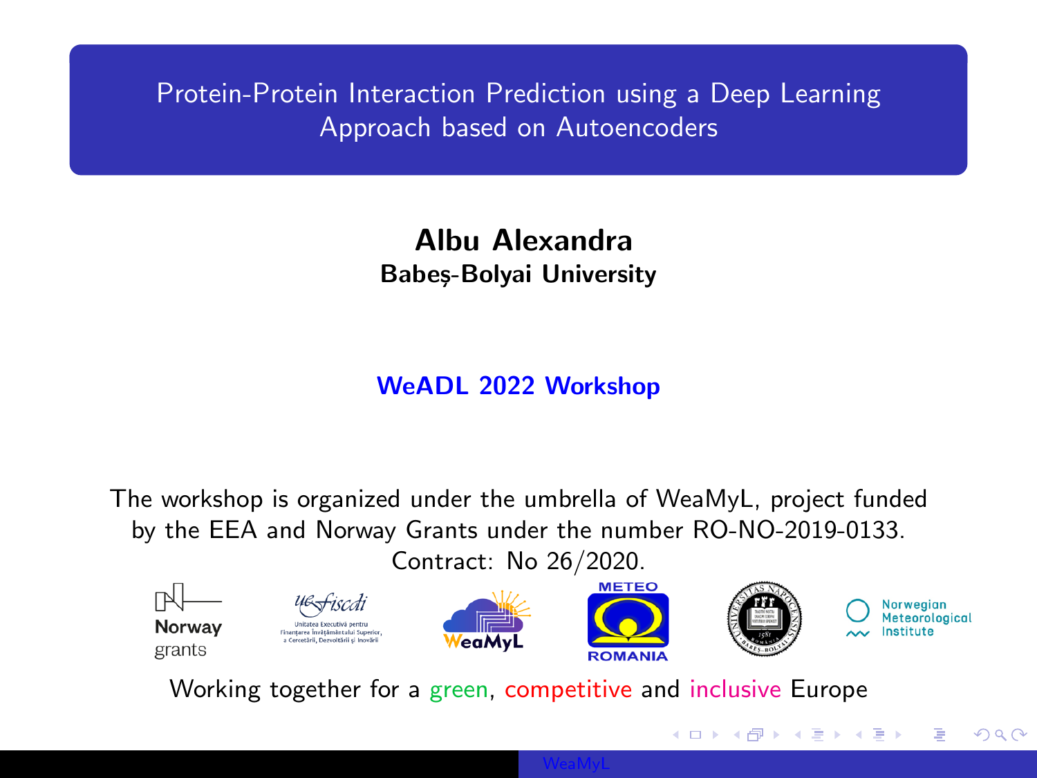# Protein-Protein Interaction Prediction using a Deep Learning Approach based on Autoencoders

**Albu Alexandra**
**Babeș-Bolyai University**

**WeADL 2022 Workshop**

The workshop is organized under the umbrella of WeaMyL, project funded by the EEA and Norway Grants under the number RO-NO-2019-0133. Contract: No 26/2020.

Working together for a green, competitive and inclusive Europe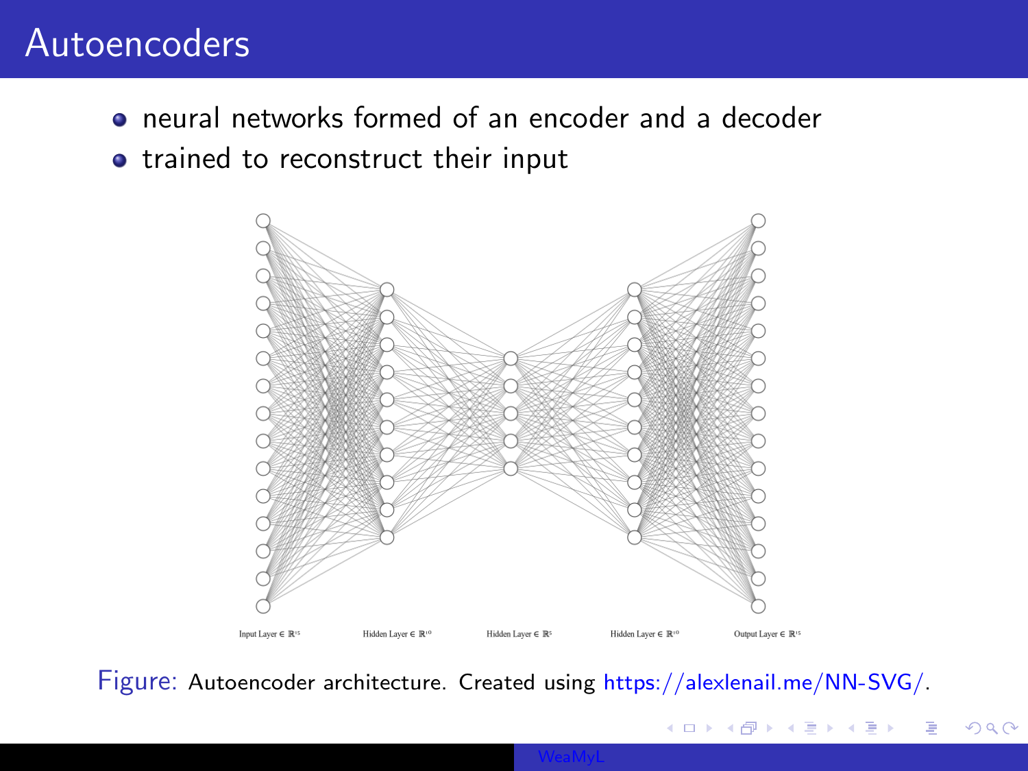# Autoencoders

- neural networks formed of an encoder and a decoder
- trained to reconstruct their input

Input Layer $\in \mathbb{R}^{15}$ Hidden Layer $\in \mathbb{R}^{10}$ Hidden Layer $\in \mathbb{R}^{5}$ Hidden Layer $\in \mathbb{R}^{10}$ Output Layer $\in \mathbb{R}^{15}$

Figure: Autoencoder architecture. Created using https://alexlenail.me/NN-SVG/.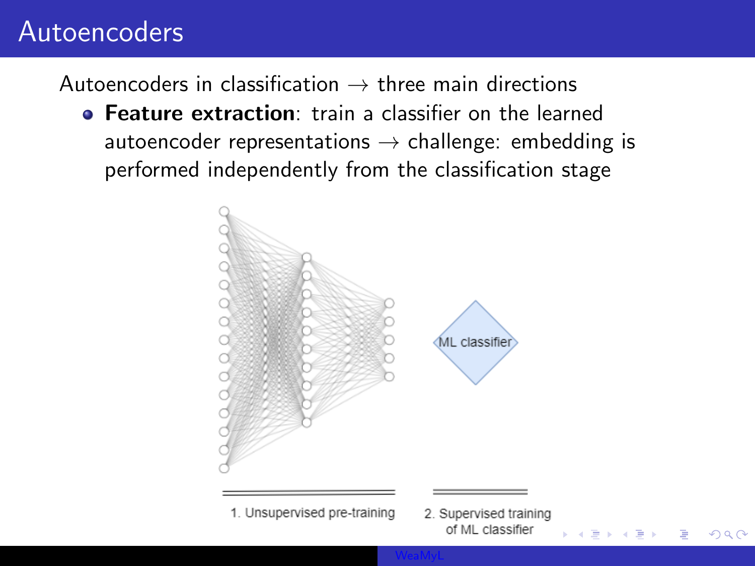## Autoencoders

Autoencoders in classification $\rightarrow$ three main directions

- **Feature extraction**: train a classifier on the learned autoencoder representations $\rightarrow$ challenge: embedding is performed independently from the classification stage

ML classifier

1. Unsupervised pre-training

2. Supervised training of ML classifier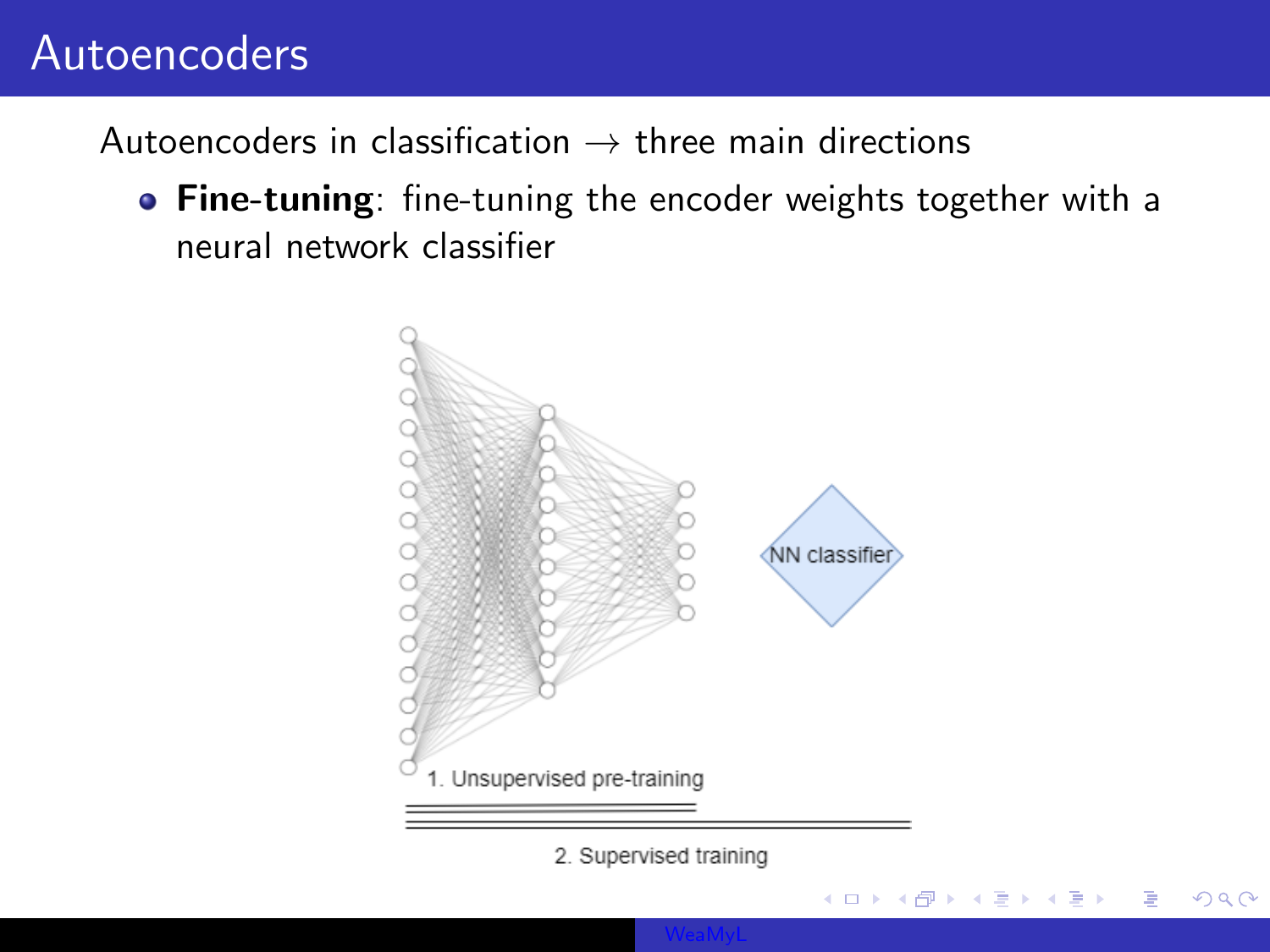# Autoencoders

Autoencoders in classification $\rightarrow$ three main directions

- **Fine-tuning**: fine-tuning the encoder weights together with a neural network classifier

NN classifier

1. Unsupervised pre-training

2. Supervised training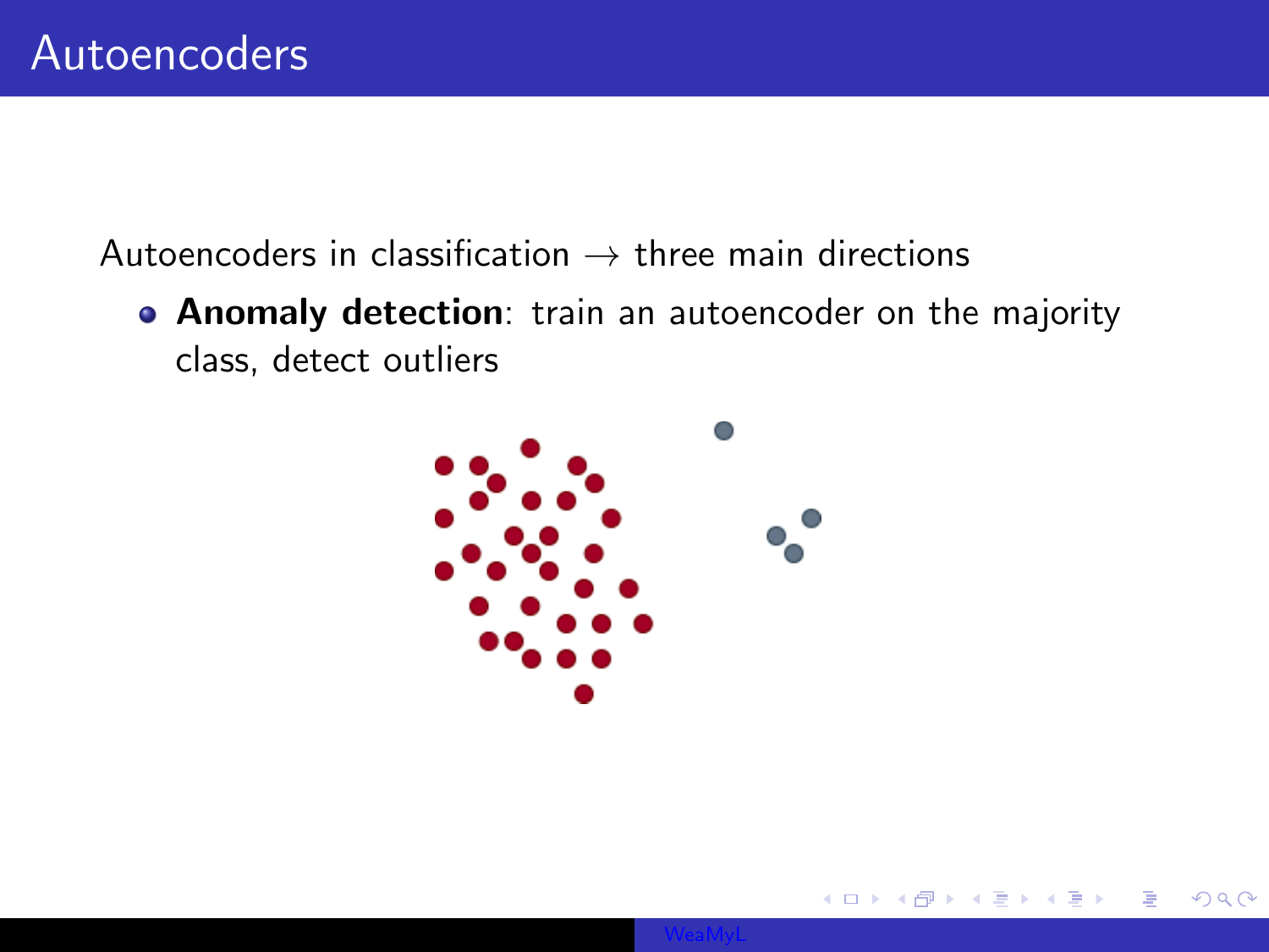# Autoencoders

Autoencoders in classification $\rightarrow$ three main directions

- **Anomaly detection**: train an autoencoder on the majority class, detect outliers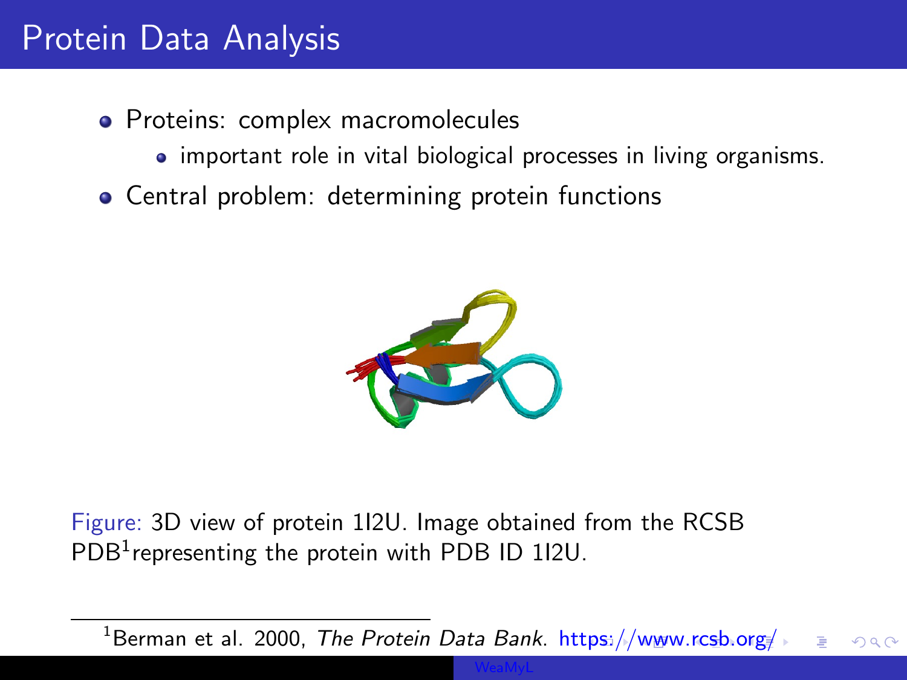# Protein Data Analysis

- Proteins: complex macromolecules
  - important role in vital biological processes in living organisms.
- Central problem: determining protein functions

Figure: 3D view of protein 1I2U. Image obtained from the RCSB PDB[1]representing the protein with PDB ID 1I2U.

[1]Berman et al. 2000, *The Protein Data Bank*. https://www.rcsb.org/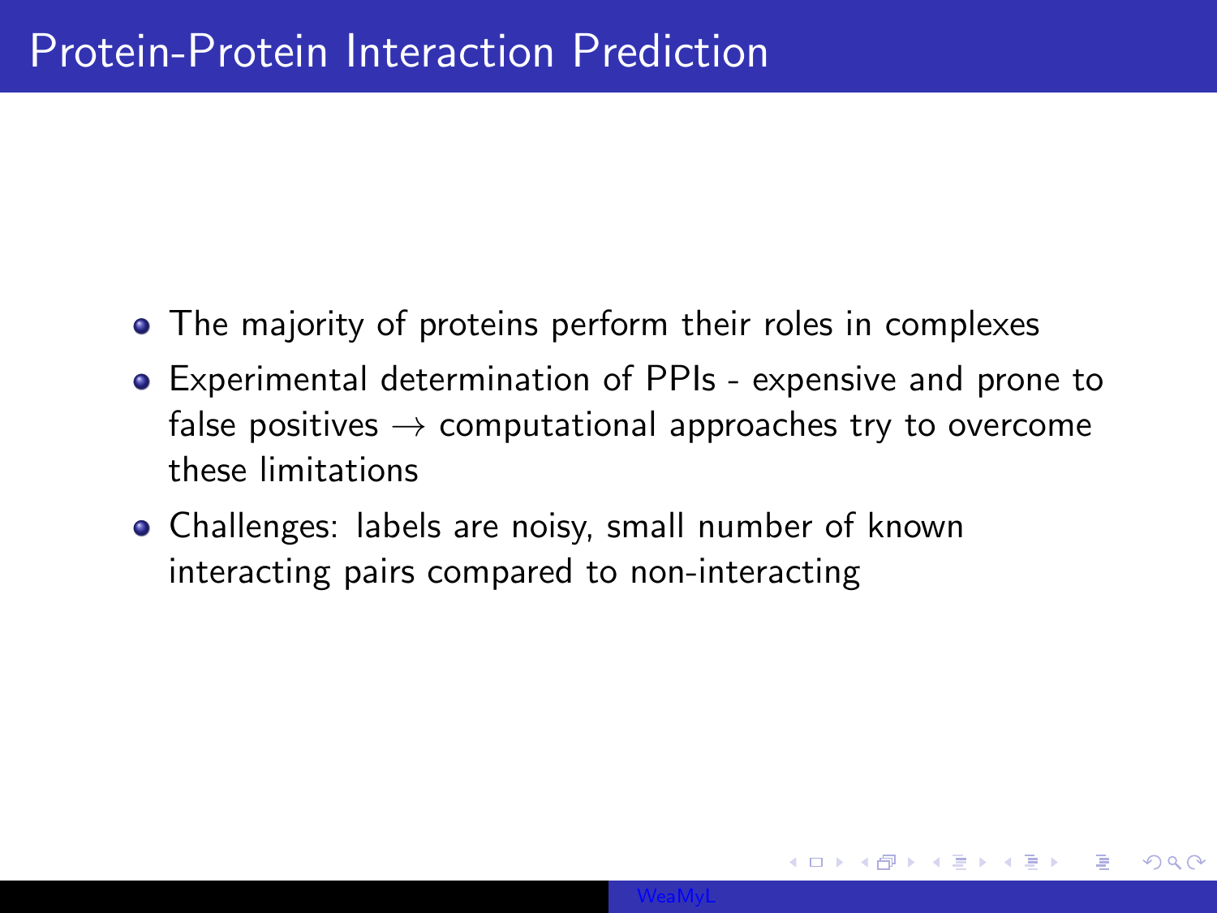# Protein-Protein Interaction Prediction

- The majority of proteins perform their roles in complexes
- Experimental determination of PPIs - expensive and prone to false positives $\rightarrow$ computational approaches try to overcome these limitations
- Challenges: labels are noisy, small number of known interacting pairs compared to non-interacting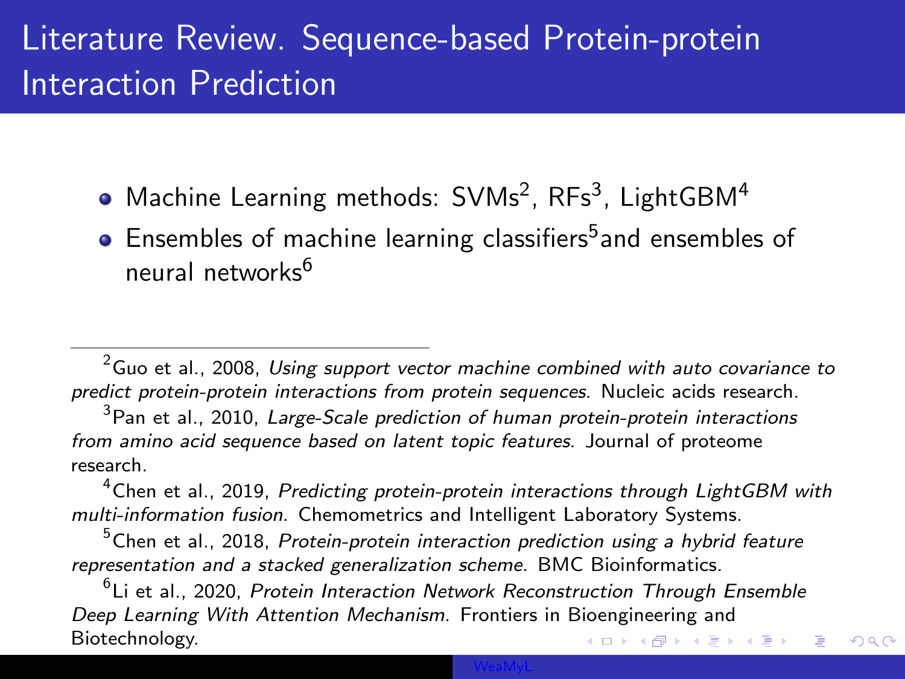# Literature Review. Sequence-based Protein-protein Interaction Prediction

- Machine Learning methods: SVMs[2], RFs[3], LightGBM[4]
- Ensembles of machine learning classifiers[5] and ensembles of neural networks[6]

---

[2] Guo et al., 2008, *Using support vector machine combined with auto covariance to predict protein-protein interactions from protein sequences*. Nucleic acids research.

[3] Pan et al., 2010, *Large-Scale prediction of human protein-protein interactions from amino acid sequence based on latent topic features*. Journal of proteome research.

[4] Chen et al., 2019, *Predicting protein-protein interactions through LightGBM with multi-information fusion*. Chemometrics and Intelligent Laboratory Systems.

[5] Chen et al., 2018, *Protein-protein interaction prediction using a hybrid feature representation and a stacked generalization scheme*. BMC Bioinformatics.

[6] Li et al., 2020, *Protein Interaction Network Reconstruction Through Ensemble Deep Learning With Attention Mechanism*. Frontiers in Bioengineering and Biotechnology.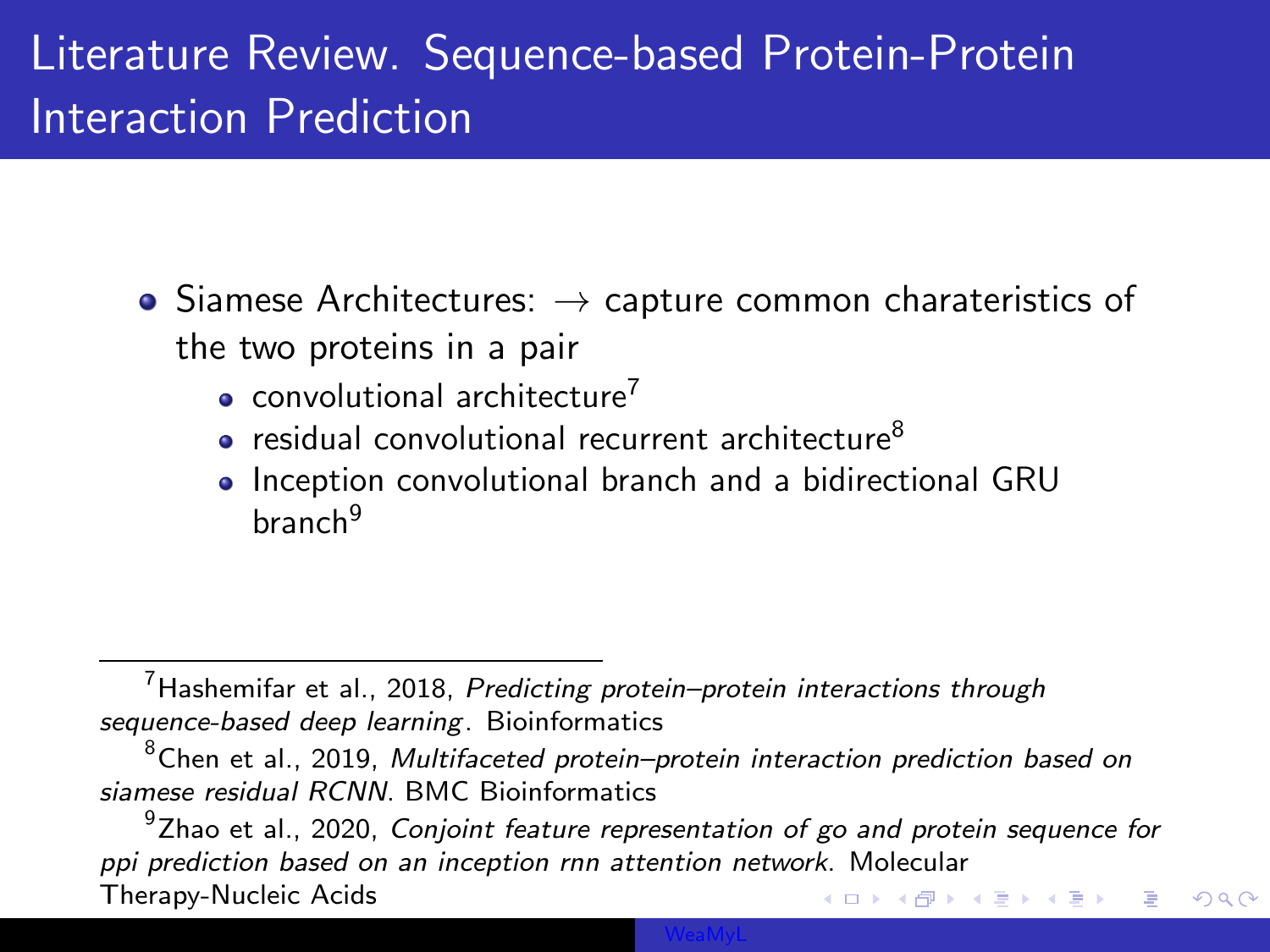# Literature Review. Sequence-based Protein-Protein Interaction Prediction

- Siamese Architectures: $\rightarrow$ capture common charateristics of the two proteins in a pair
  - convolutional architecture[7]
  - residual convolutional recurrent architecture[8]
  - Inception convolutional branch and a bidirectional GRU branch[9]

---

[7] Hashemifar et al., 2018, *Predicting protein–protein interactions through sequence-based deep learning*. Bioinformatics

[8] Chen et al., 2019, *Multifaceted protein–protein interaction prediction based on siamese residual RCNN*. BMC Bioinformatics

[9] Zhao et al., 2020, *Conjoint feature representation of go and protein sequence for ppi prediction based on an inception rnn attention network*. Molecular Therapy-Nucleic Acids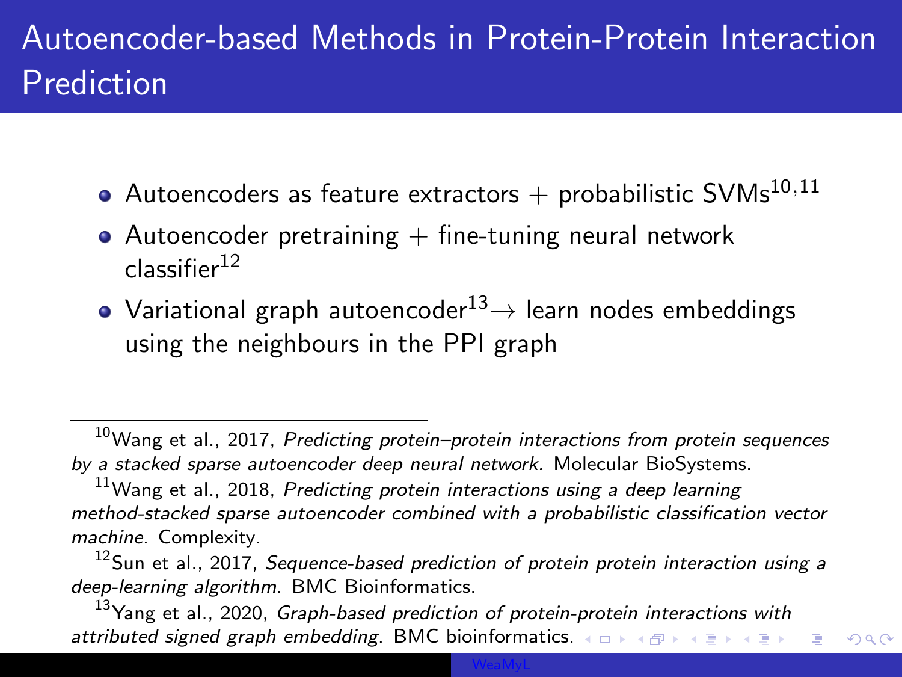# Autoencoder-based Methods in Protein-Protein Interaction Prediction

- Autoencoders as feature extractors + probabilistic SVMs[10,11]
- Autoencoder pretraining + fine-tuning neural network classifier[12]
- Variational graph autoencoder[13] → learn nodes embeddings using the neighbours in the PPI graph

---

[10] Wang et al., 2017, *Predicting protein–protein interactions from protein sequences by a stacked sparse autoencoder deep neural network.* Molecular BioSystems.

[11] Wang et al., 2018, *Predicting protein interactions using a deep learning method-stacked sparse autoencoder combined with a probabilistic classification vector machine.* Complexity.

[12] Sun et al., 2017, *Sequence-based prediction of protein protein interaction using a deep-learning algorithm*. BMC Bioinformatics.

[13] Yang et al., 2020, *Graph-based prediction of protein-protein interactions with attributed signed graph embedding*. BMC bioinformatics.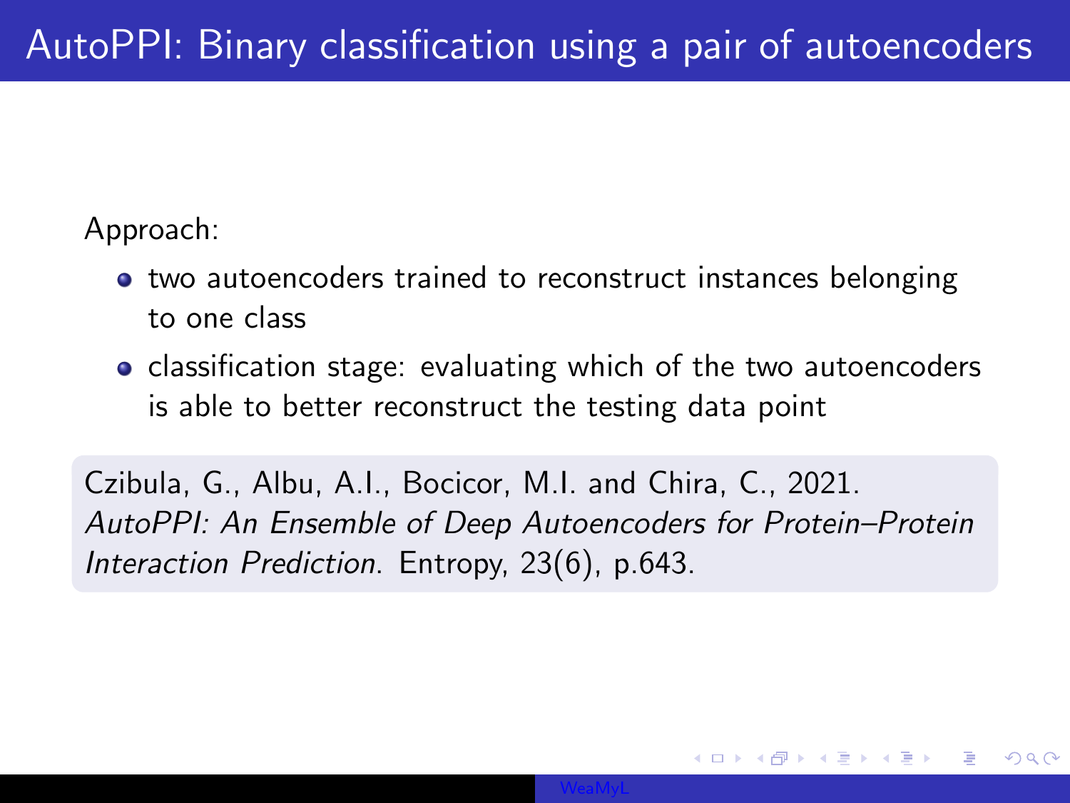# AutoPPI: Binary classification using a pair of autoencoders

Approach:

- two autoencoders trained to reconstruct instances belonging to one class
- classification stage: evaluating which of the two autoencoders is able to better reconstruct the testing data point

Czibula, G., Albu, A.I., Bocicor, M.I. and Chira, C., 2021. *AutoPPI: An Ensemble of Deep Autoencoders for Protein–Protein Interaction Prediction*. Entropy, 23(6), p.643.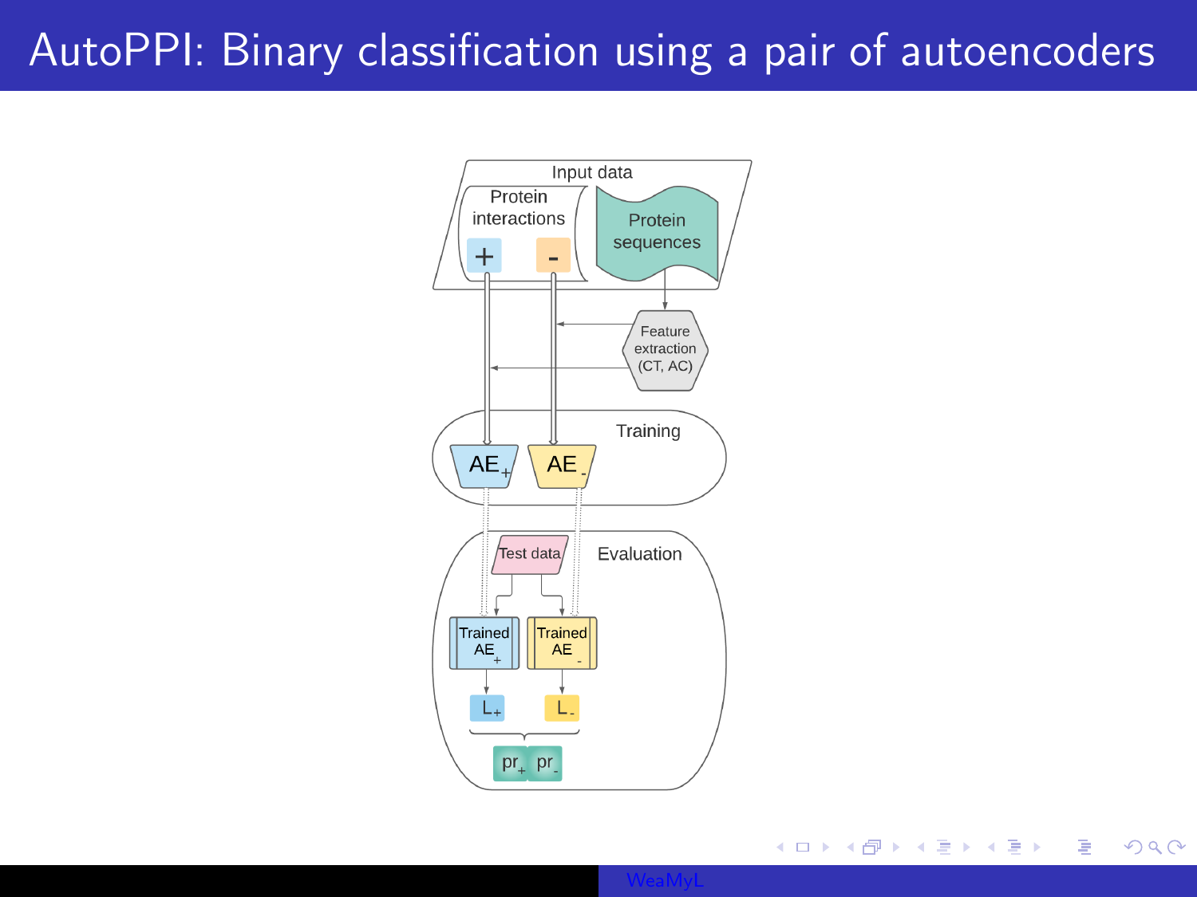# AutoPPI: Binary classification using a pair of autoencoders

Input data

Protein interactions

+ -

Protein sequences

Feature extraction (CT, AC)

Training

$AE_+$ $AE_-$

Evaluation

Test data

Trained $AE_+$

Trained $AE_-$

$L_+$ $L_-$

$pr_+$ $pr_-$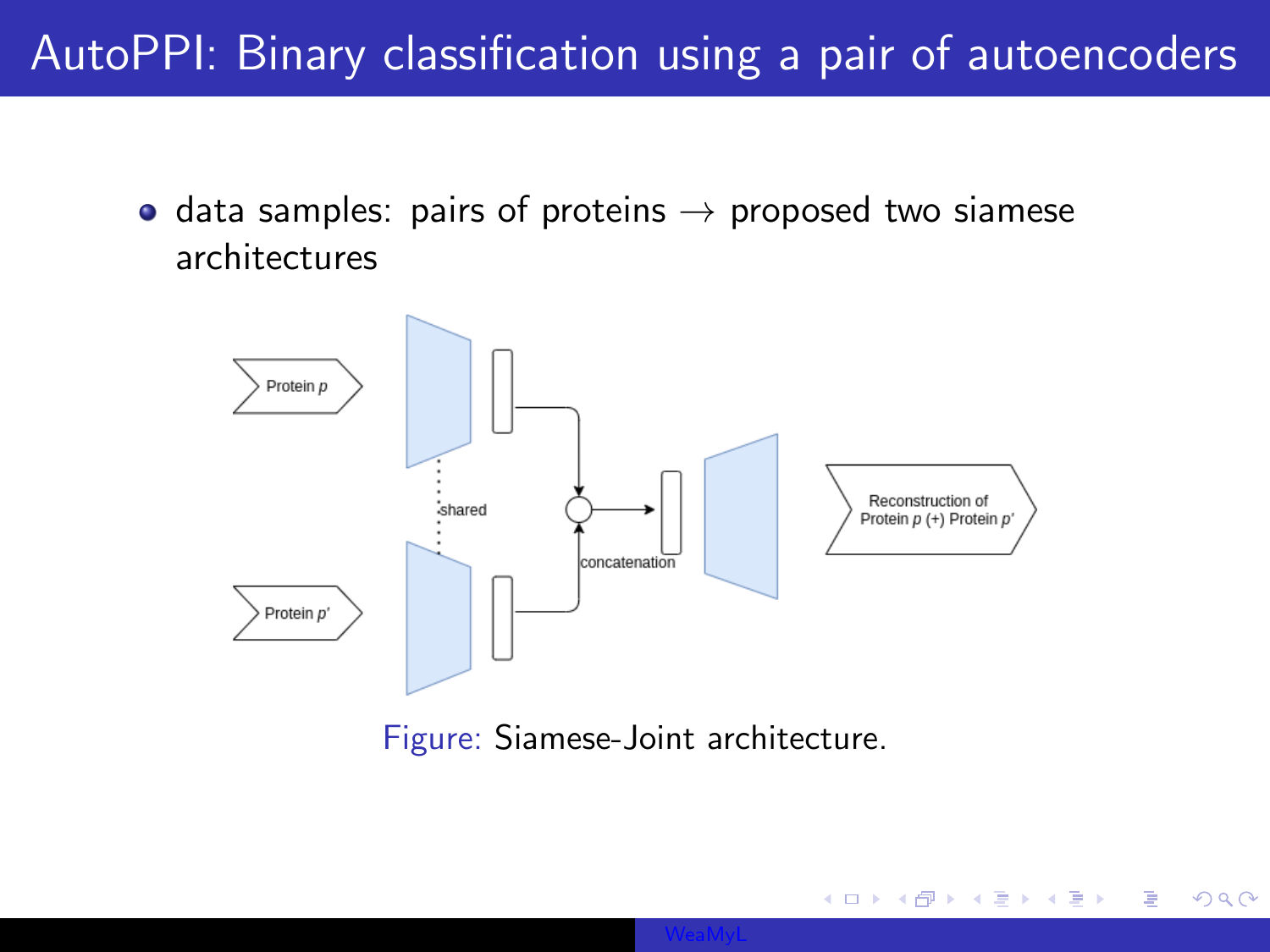# AutoPPI: Binary classification using a pair of autoencoders

- data samples: pairs of proteins → proposed two siamese architectures

Figure: Siamese-Joint architecture.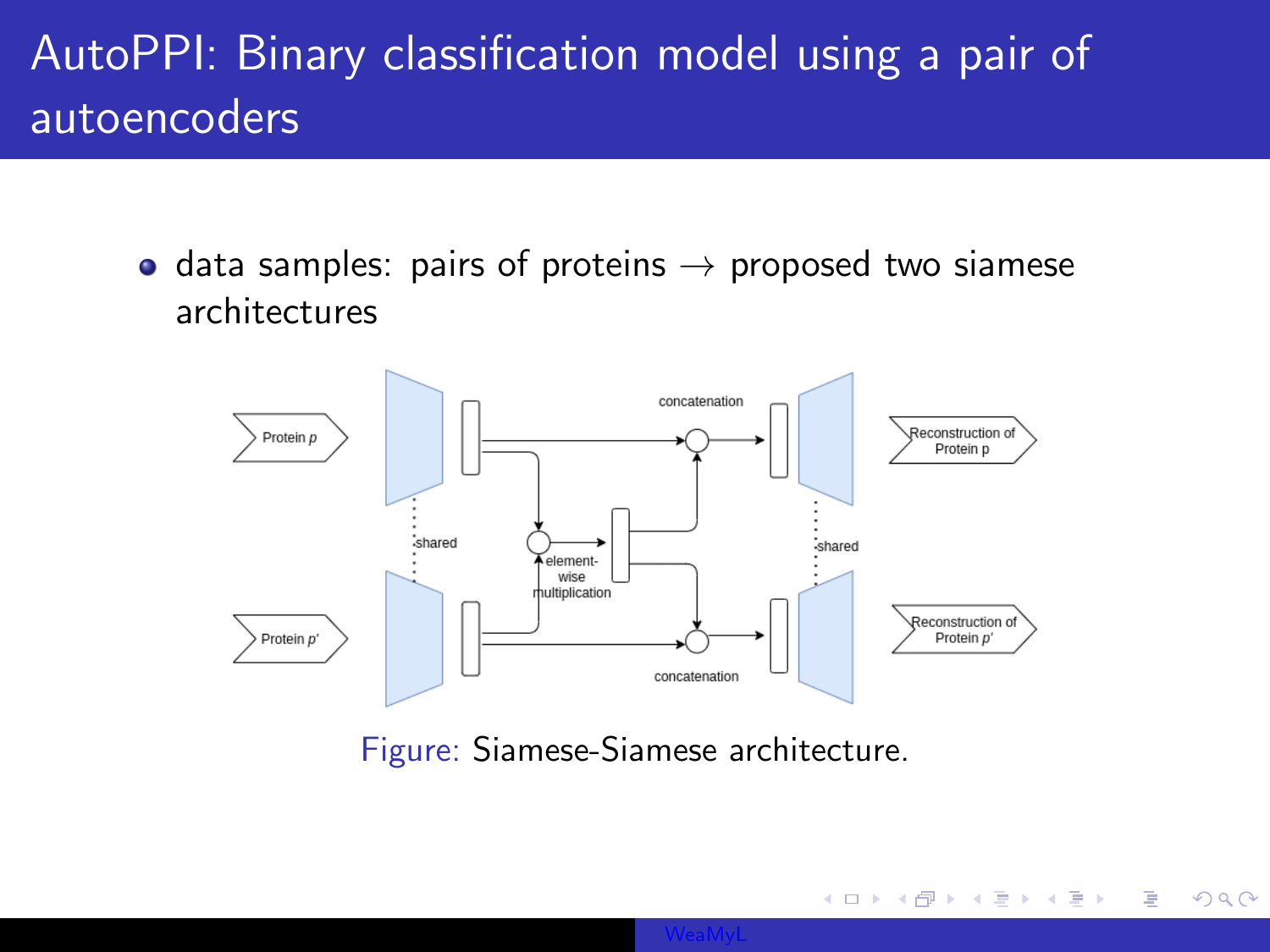# AutoPPI: Binary classification model using a pair of autoencoders

- data samples: pairs of proteins → proposed two siamese architectures

Figure: Siamese-Siamese architecture.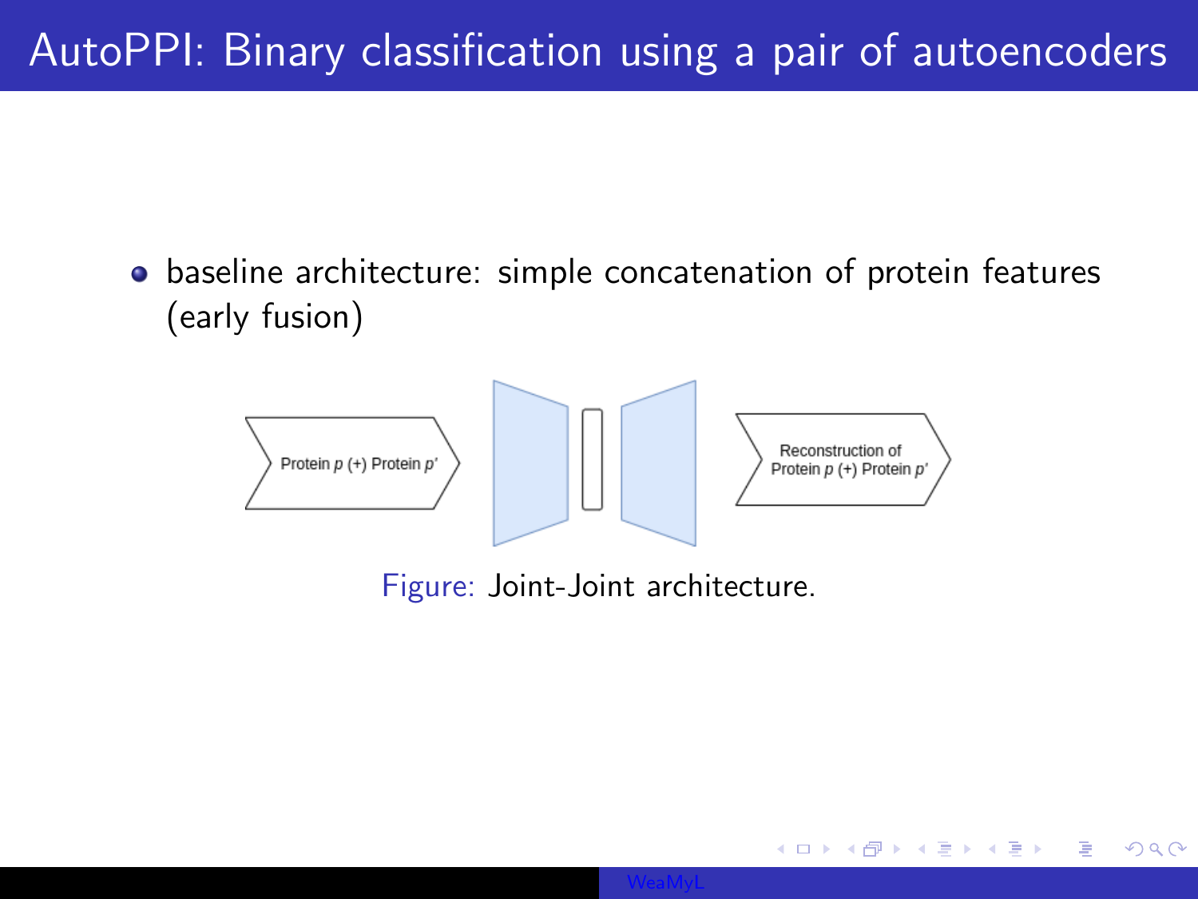# AutoPPI: Binary classification using a pair of autoencoders

- baseline architecture: simple concatenation of protein features (early fusion)

Protein $p$ (+) Protein $p'$

Reconstruction of Protein $p$ (+) Protein $p'$

Figure: Joint-Joint architecture.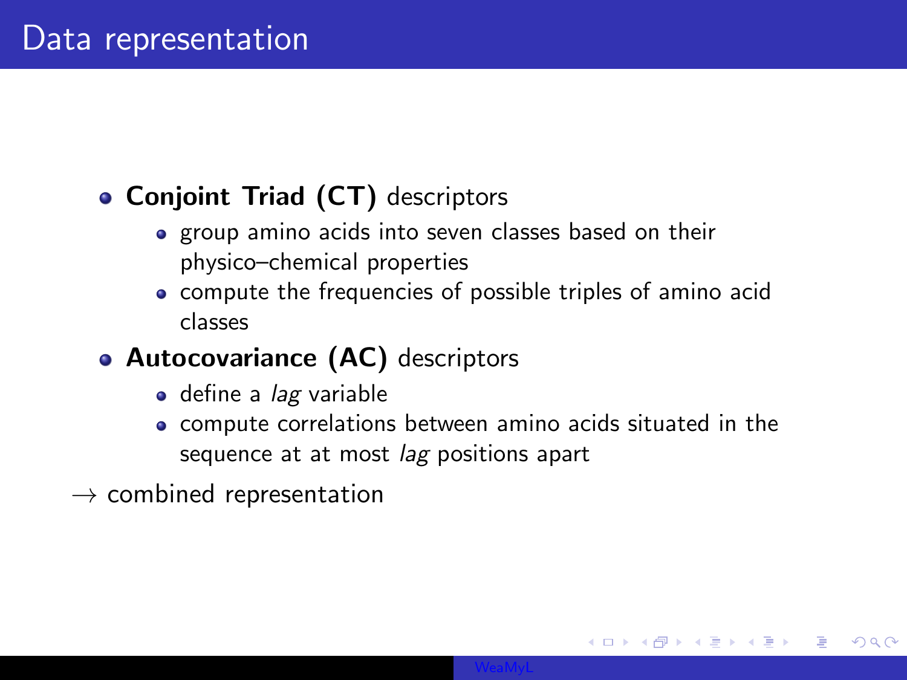# Data representation

- **Conjoint Triad (CT)** descriptors
  - group amino acids into seven classes based on their physico–chemical properties
  - compute the frequencies of possible triples of amino acid classes
- **Autocovariance (AC)** descriptors
  - define a *lag* variable
  - compute correlations between amino acids situated in the sequence at at most *lag* positions apart

→ combined representation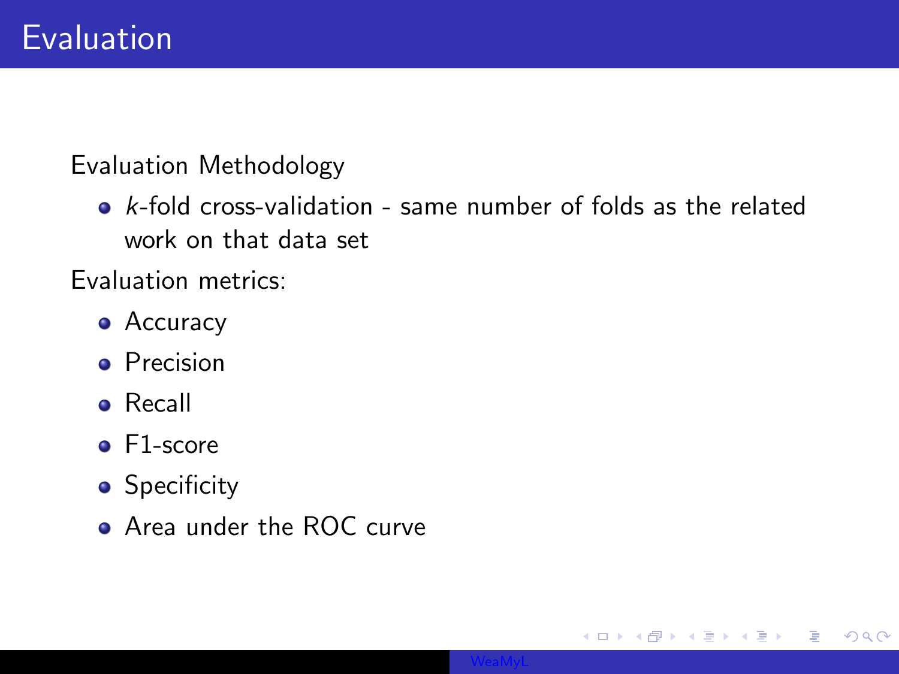# Evaluation

Evaluation Methodology

- *k*-fold cross-validation - same number of folds as the related work on that data set

Evaluation metrics:

- Accuracy
- Precision
- Recall
- F1-score
- Specificity
- Area under the ROC curve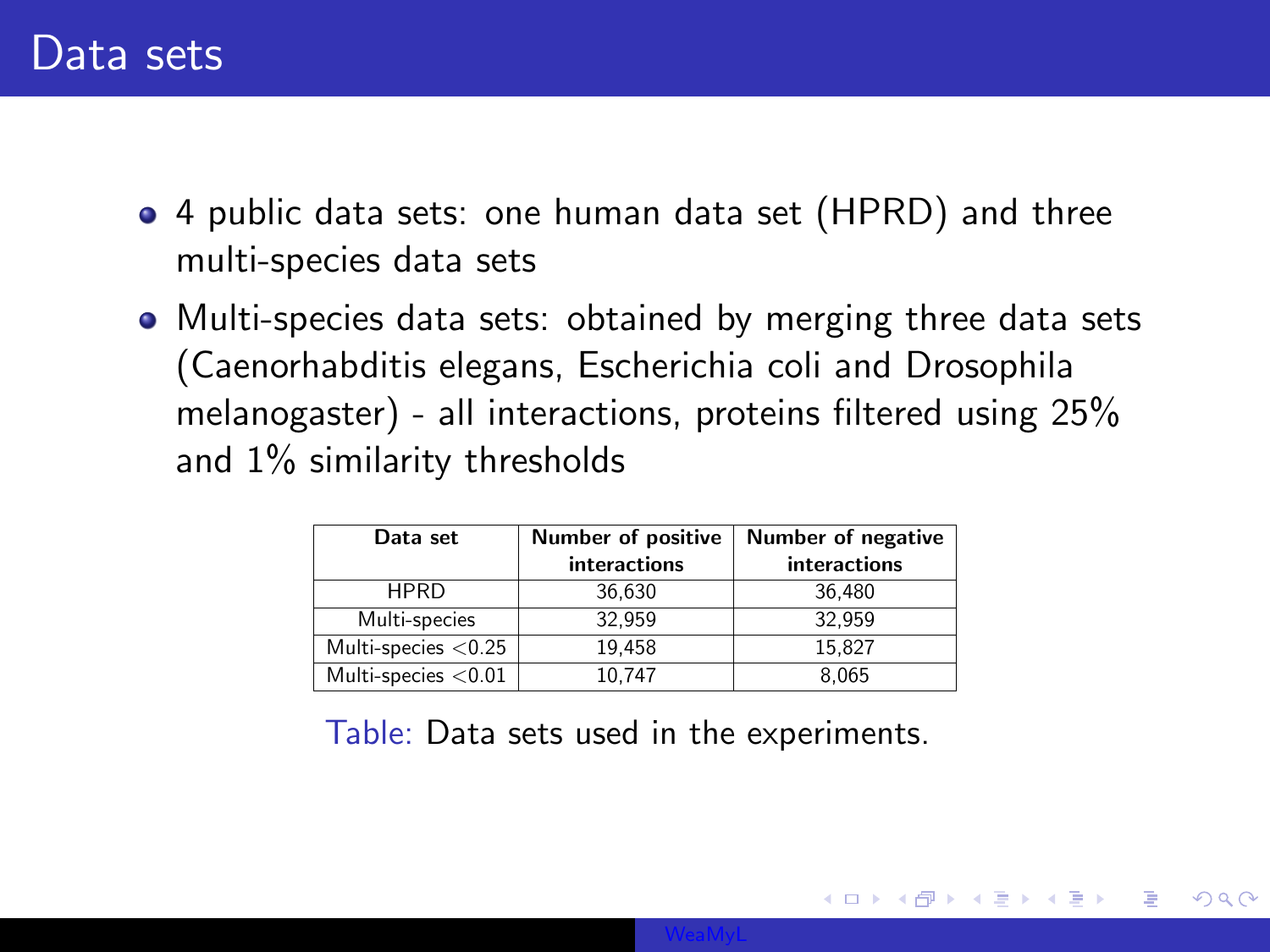# Data sets

- 4 public data sets: one human data set (HPRD) and three multi-species data sets
- Multi-species data sets: obtained by merging three data sets (Caenorhabditis elegans, Escherichia coli and Drosophila melanogaster) - all interactions, proteins filtered using 25% and 1% similarity thresholds

| Data set | Number of positive interactions | Number of negative interactions |
|---|---|---|
| HPRD | 36,630 | 36,480 |
| Multi-species | 32,959 | 32,959 |
| Multi-species <0.25 | 19,458 | 15,827 |
| Multi-species <0.01 | 10,747 | 8,065 |

Table: Data sets used in the experiments.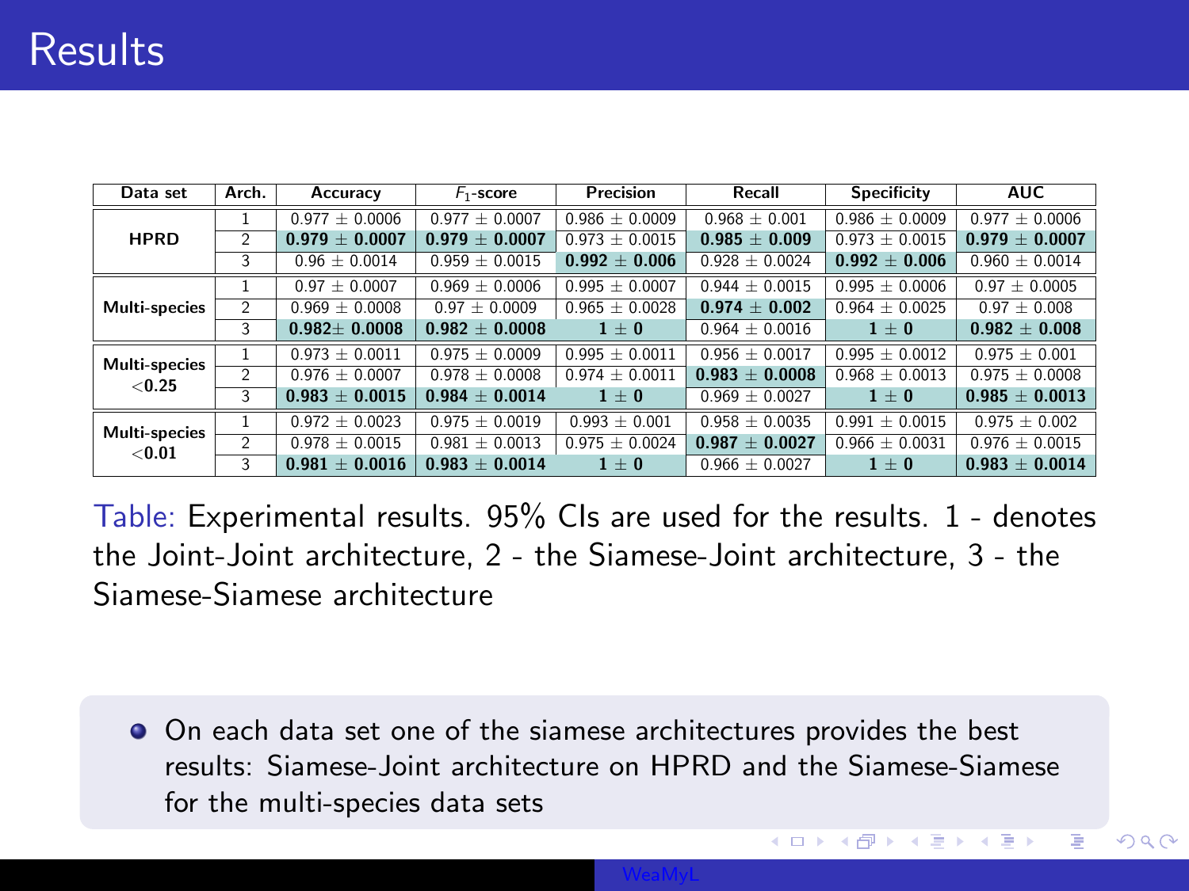# Results

| Data set | Arch. | Accuracy | $F_1$-score | Precision | Recall | Specificity | AUC |
|---|---|---|---|---|---|---|---|
| **HPRD** | 1 | 0.977 ± 0.0006 | 0.977 ± 0.0007 | 0.986 ± 0.0009 | 0.968 ± 0.001 | 0.986 ± 0.0009 | 0.977 ± 0.0006 |
| | 2 | **0.979 ± 0.0007** | **0.979 ± 0.0007** | 0.973 ± 0.0015 | **0.985 ± 0.009** | 0.973 ± 0.0015 | **0.979 ± 0.0007** |
| | 3 | 0.96 ± 0.0014 | 0.959 ± 0.0015 | **0.992 ± 0.006** | 0.928 ± 0.0024 | **0.992 ± 0.006** | 0.960 ± 0.0014 |
| **Multi-species** | 1 | 0.97 ± 0.0007 | 0.969 ± 0.0006 | 0.995 ± 0.0007 | 0.944 ± 0.0015 | 0.995 ± 0.0006 | 0.97 ± 0.0005 |
| | 2 | 0.969 ± 0.0008 | 0.97 ± 0.0009 | 0.965 ± 0.0028 | **0.974 ± 0.002** | 0.964 ± 0.0025 | 0.97 ± 0.008 |
| | 3 | **0.982± 0.0008** | **0.982 ± 0.0008** | **1 ± 0** | 0.964 ± 0.0016 | **1 ± 0** | **0.982 ± 0.008** |
| **Multi-species <0.25** | 1 | 0.973 ± 0.0011 | 0.975 ± 0.0009 | 0.995 ± 0.0011 | 0.956 ± 0.0017 | 0.995 ± 0.0012 | 0.975 ± 0.001 |
| | 2 | 0.976 ± 0.0007 | 0.978 ± 0.0008 | 0.974 ± 0.0011 | **0.983 ± 0.0008** | 0.968 ± 0.0013 | 0.975 ± 0.0008 |
| | 3 | **0.983 ± 0.0015** | **0.984 ± 0.0014** | **1 ± 0** | 0.969 ± 0.0027 | **1 ± 0** | **0.985 ± 0.0013** |
| **Multi-species <0.01** | 1 | 0.972 ± 0.0023 | 0.975 ± 0.0019 | 0.993 ± 0.001 | 0.958 ± 0.0035 | 0.991 ± 0.0015 | 0.975 ± 0.002 |
| | 2 | 0.978 ± 0.0015 | 0.981 ± 0.0013 | 0.975 ± 0.0024 | **0.987 ± 0.0027** | 0.966 ± 0.0031 | 0.976 ± 0.0015 |
| | 3 | **0.981 ± 0.0016** | **0.983 ± 0.0014** | **1 ± 0** | 0.966 ± 0.0027 | **1 ± 0** | **0.983 ± 0.0014** |

Table: Experimental results. 95% CIs are used for the results. 1 - denotes the Joint-Joint architecture, 2 - the Siamese-Joint architecture, 3 - the Siamese-Siamese architecture

- On each data set one of the siamese architectures provides the best results: Siamese-Joint architecture on HPRD and the Siamese-Siamese for the multi-species data sets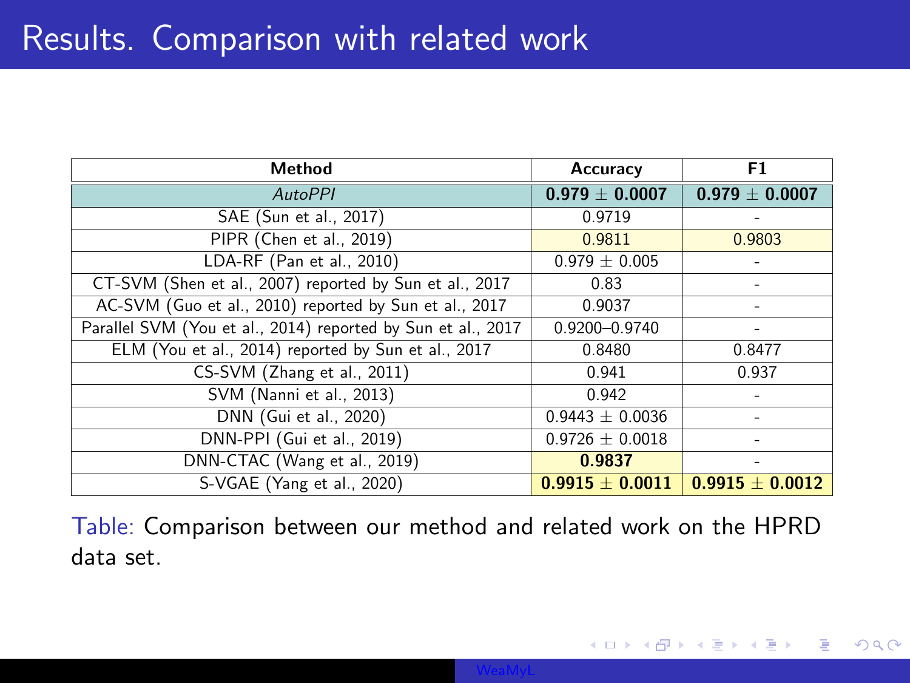# Results. Comparison with related work

| Method | Accuracy | F1 |
|---|---|---|
| *AutoPPI* | **0.979 $\pm$ 0.0007** | **0.979 $\pm$ 0.0007** |
| SAE (Sun et al., 2017) | 0.9719 | - |
| PIPR (Chen et al., 2019) | 0.9811 | 0.9803 |
| LDA-RF (Pan et al., 2010) | 0.979 $\pm$ 0.005 | - |
| CT-SVM (Shen et al., 2007) reported by Sun et al., 2017 | 0.83 | - |
| AC-SVM (Guo et al., 2010) reported by Sun et al., 2017 | 0.9037 | - |
| Parallel SVM (You et al., 2014) reported by Sun et al., 2017 | 0.9200–0.9740 | - |
| ELM (You et al., 2014) reported by Sun et al., 2017 | 0.8480 | 0.8477 |
| CS-SVM (Zhang et al., 2011) | 0.941 | 0.937 |
| SVM (Nanni et al., 2013) | 0.942 | - |
| DNN (Gui et al., 2020) | 0.9443 $\pm$ 0.0036 | - |
| DNN-PPI (Gui et al., 2019) | 0.9726 $\pm$ 0.0018 | - |
| DNN-CTAC (Wang et al., 2019) | **0.9837** | - |
| S-VGAE (Yang et al., 2020) | **0.9915 $\pm$ 0.0011** | **0.9915 $\pm$ 0.0012** |

Table: Comparison between our method and related work on the HPRD data set.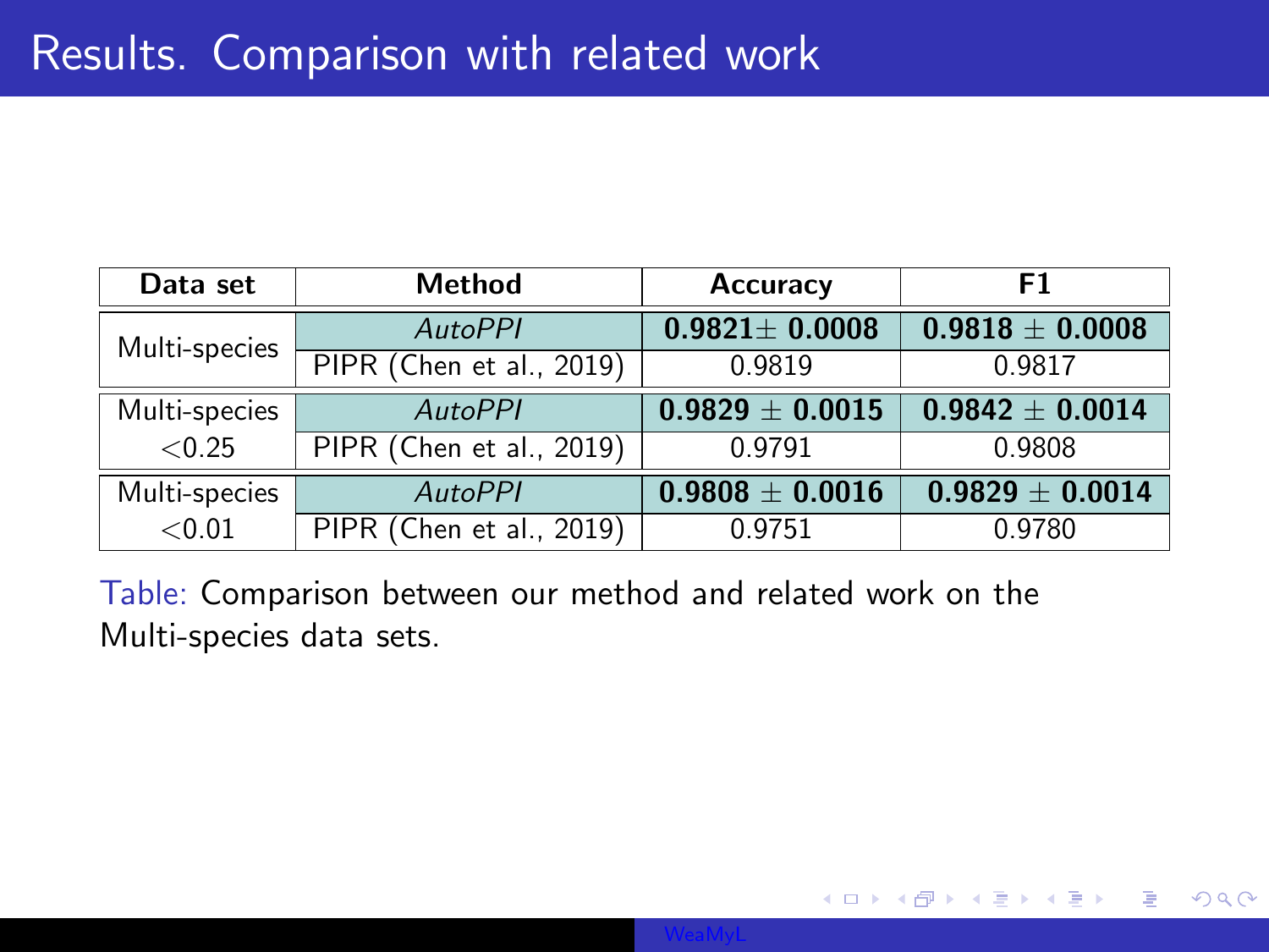# Results. Comparison with related work

| Data set | Method | Accuracy | F1 |
| --- | --- | --- | --- |
| Multi-species | *AutoPPI* | **0.9821 $\pm$ 0.0008** | **0.9818 $\pm$ 0.0008** |
| | PIPR (Chen et al., 2019) | 0.9819 | 0.9817 |
| Multi-species $<0.25$ | *AutoPPI* | **0.9829 $\pm$ 0.0015** | **0.9842 $\pm$ 0.0014** |
| | PIPR (Chen et al., 2019) | 0.9791 | 0.9808 |
| Multi-species $<0.01$ | *AutoPPI* | **0.9808 $\pm$ 0.0016** | **0.9829 $\pm$ 0.0014** |
| | PIPR (Chen et al., 2019) | 0.9751 | 0.9780 |

Table: Comparison between our method and related work on the Multi-species data sets.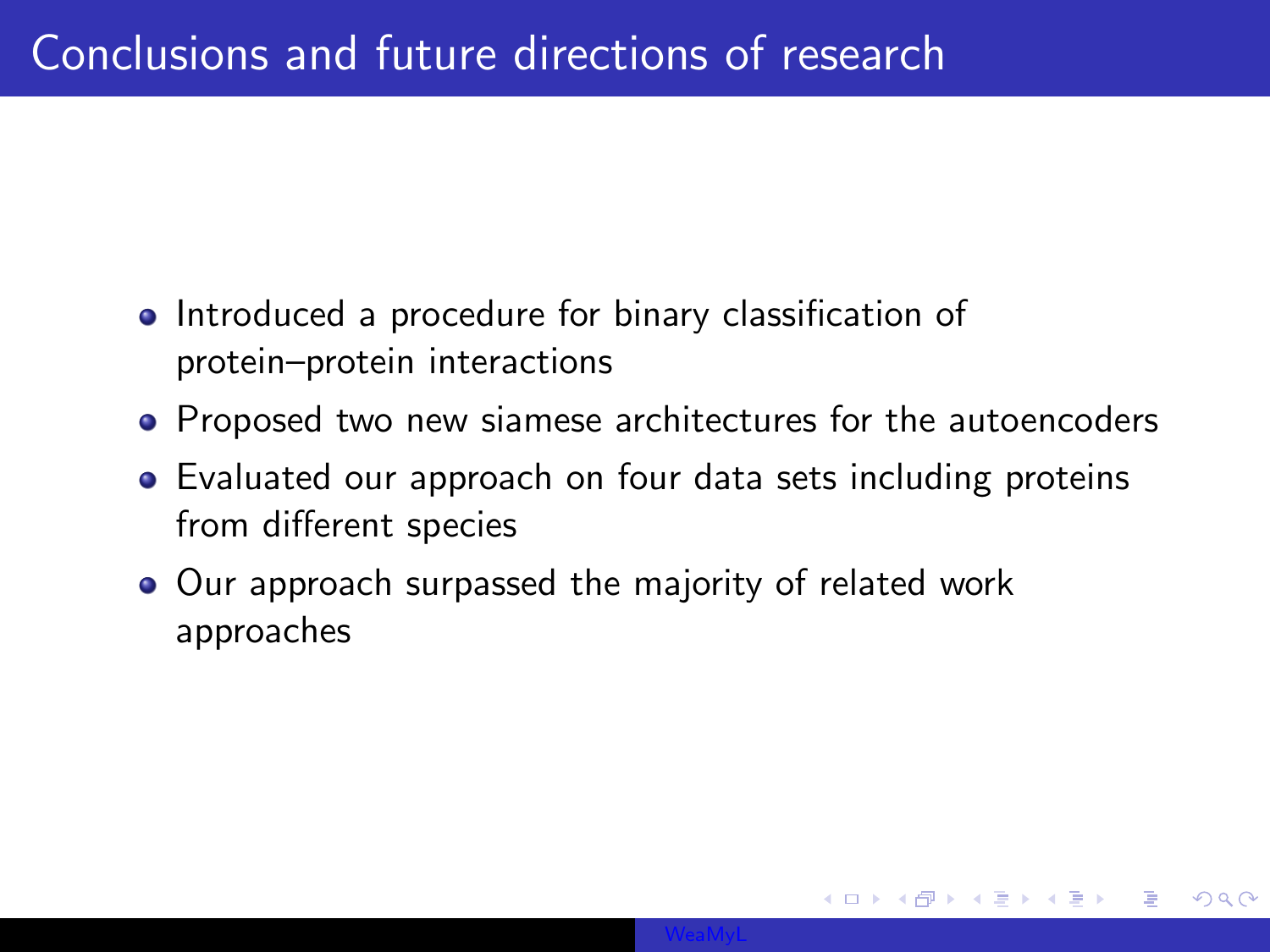# Conclusions and future directions of research

- Introduced a procedure for binary classification of protein–protein interactions
- Proposed two new siamese architectures for the autoencoders
- Evaluated our approach on four data sets including proteins from different species
- Our approach surpassed the majority of related work approaches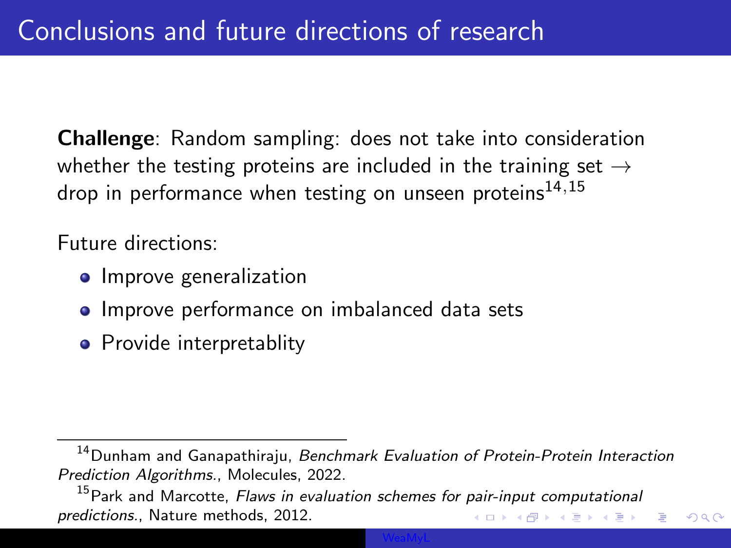# Conclusions and future directions of research

**Challenge**: Random sampling: does not take into consideration whether the testing proteins are included in the training set → drop in performance when testing on unseen proteins[14,15]

Future directions:

- Improve generalization
- Improve performance on imbalanced data sets
- Provide interpretablity

[14] Dunham and Ganapathiraju, *Benchmark Evaluation of Protein-Protein Interaction Prediction Algorithms.*, Molecules, 2022.

[15] Park and Marcotte, *Flaws in evaluation schemes for pair-input computational predictions.*, Nature methods, 2012.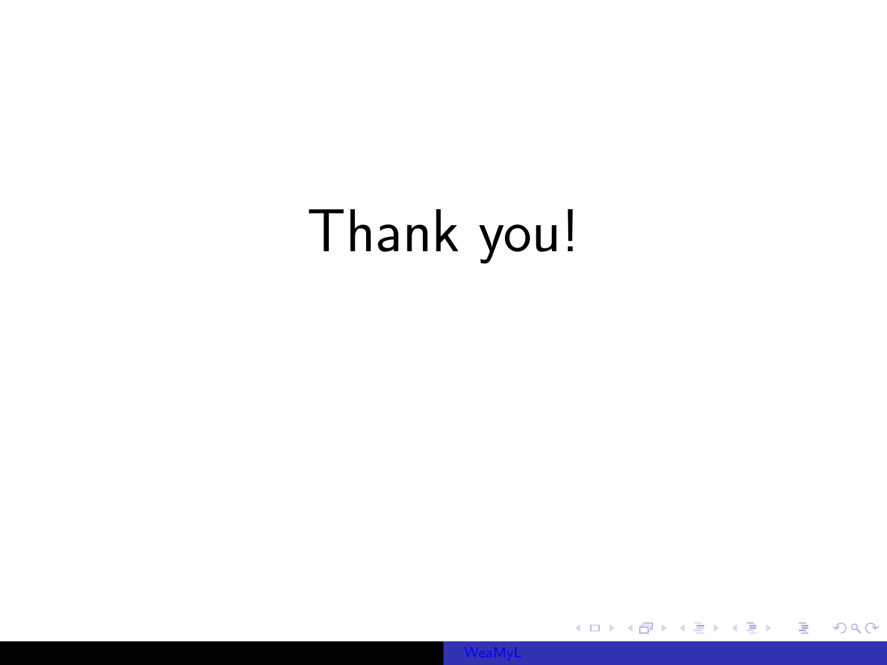Thank you!